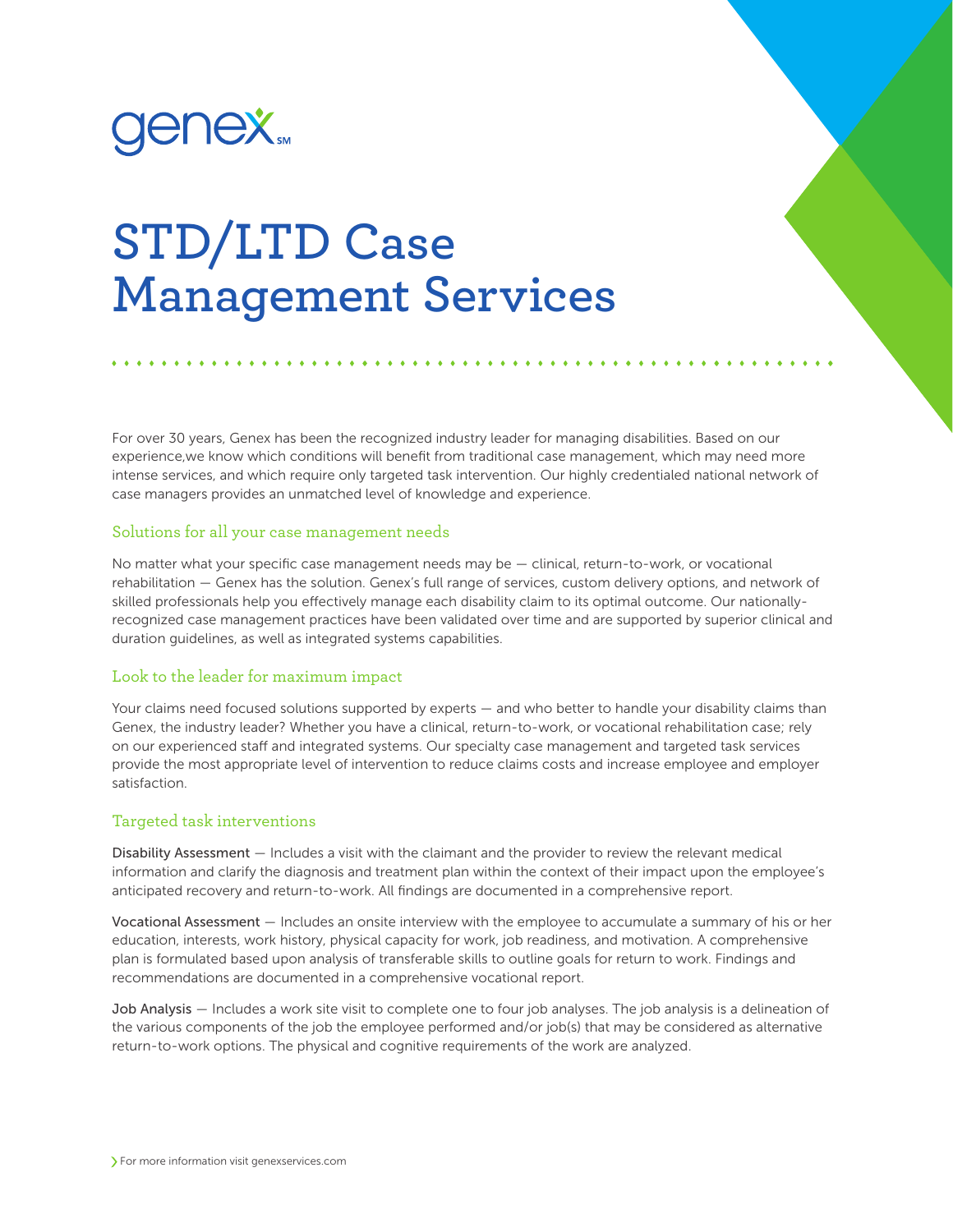genex℠

# STD/LTD Case Management Services

For over 30 years, Genex has been the recognized industry leader for managing disabilities. Based on our experience,we know which conditions will benefit from traditional case management, which may need more intense services, and which require only targeted task intervention. Our highly credentialed national network of case managers provides an unmatched level of knowledge and experience.

## Solutions for all your case management needs

No matter what your specific case management needs may be — clinical, return-to-work, or vocational rehabilitation — Genex has the solution. Genex's full range of services, custom delivery options, and network of skilled professionals help you effectively manage each disability claim to its optimal outcome. Our nationally-recognized case management practices have been validated over time and are supported by superior clinical and duration guidelines, as well as integrated systems capabilities.

## Look to the leader for maximum impact

Your claims need focused solutions supported by experts — and who better to handle your disability claims than Genex, the industry leader? Whether you have a clinical, return-to-work, or vocational rehabilitation case; rely on our experienced staff and integrated systems. Our specialty case management and targeted task services provide the most appropriate level of intervention to reduce claims costs and increase employee and employer satisfaction.

## Targeted task interventions

**Disability Assessment** — Includes a visit with the claimant and the provider to review the relevant medical information and clarify the diagnosis and treatment plan within the context of their impact upon the employee's anticipated recovery and return-to-work. All findings are documented in a comprehensive report.

**Vocational Assessment** — Includes an onsite interview with the employee to accumulate a summary of his or her education, interests, work history, physical capacity for work, job readiness, and motivation. A comprehensive plan is formulated based upon analysis of transferable skills to outline goals for return to work. Findings and recommendations are documented in a comprehensive vocational report.

**Job Analysis** — Includes a work site visit to complete one to four job analyses. The job analysis is a delineation of the various components of the job the employee performed and/or job(s) that may be considered as alternative return-to-work options. The physical and cognitive requirements of the work are analyzed.

For more information visit genexservices.com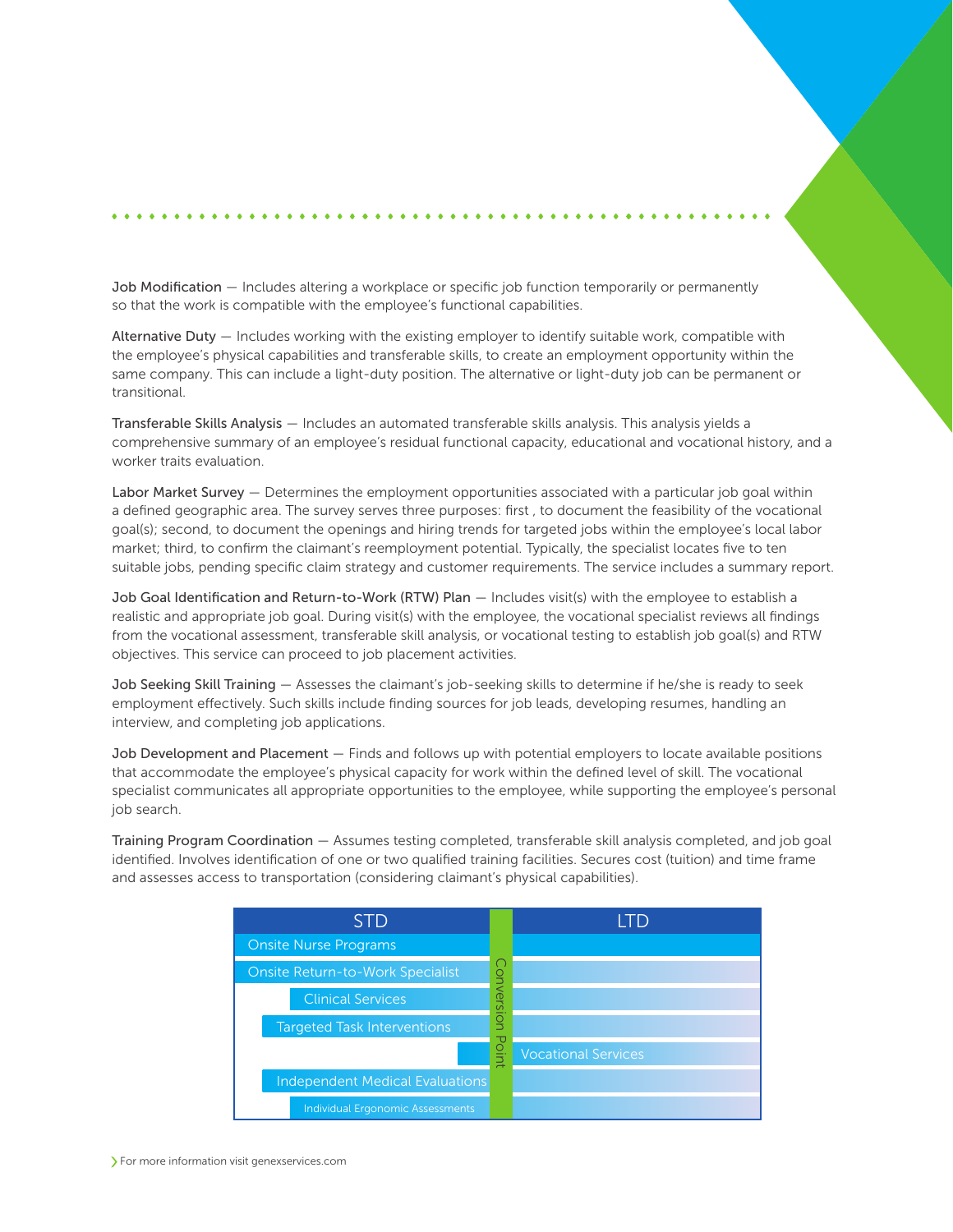**Job Modification** — Includes altering a workplace or specific job function temporarily or permanently so that the work is compatible with the employee's functional capabilities.

**Alternative Duty** — Includes working with the existing employer to identify suitable work, compatible with the employee's physical capabilities and transferable skills, to create an employment opportunity within the same company. This can include a light-duty position. The alternative or light-duty job can be permanent or transitional.

**Transferable Skills Analysis** — Includes an automated transferable skills analysis. This analysis yields a comprehensive summary of an employee's residual functional capacity, educational and vocational history, and a worker traits evaluation.

**Labor Market Survey** — Determines the employment opportunities associated with a particular job goal within a defined geographic area. The survey serves three purposes: first , to document the feasibility of the vocational goal(s); second, to document the openings and hiring trends for targeted jobs within the employee's local labor market; third, to confirm the claimant's reemployment potential. Typically, the specialist locates five to ten suitable jobs, pending specific claim strategy and customer requirements. The service includes a summary report.

**Job Goal Identification and Return-to-Work (RTW) Plan** — Includes visit(s) with the employee to establish a realistic and appropriate job goal. During visit(s) with the employee, the vocational specialist reviews all findings from the vocational assessment, transferable skill analysis, or vocational testing to establish job goal(s) and RTW objectives. This service can proceed to job placement activities.

**Job Seeking Skill Training** — Assesses the claimant's job-seeking skills to determine if he/she is ready to seek employment effectively. Such skills include finding sources for job leads, developing resumes, handling an interview, and completing job applications.

**Job Development and Placement** — Finds and follows up with potential employers to locate available positions that accommodate the employee's physical capacity for work within the defined level of skill. The vocational specialist communicates all appropriate opportunities to the employee, while supporting the employee's personal job search.

**Training Program Coordination** — Assumes testing completed, transferable skill analysis completed, and job goal identified. Involves identification of one or two qualified training facilities. Secures cost (tuition) and time frame and assesses access to transportation (considering claimant's physical capabilities).

STD

LTD

Conversion Point

Onsite Nurse Programs

Onsite Return-to-Work Specialist

Clinical Services

Targeted Task Interventions

Vocational Services

Independent Medical Evaluations

Individual Ergonomic Assessments